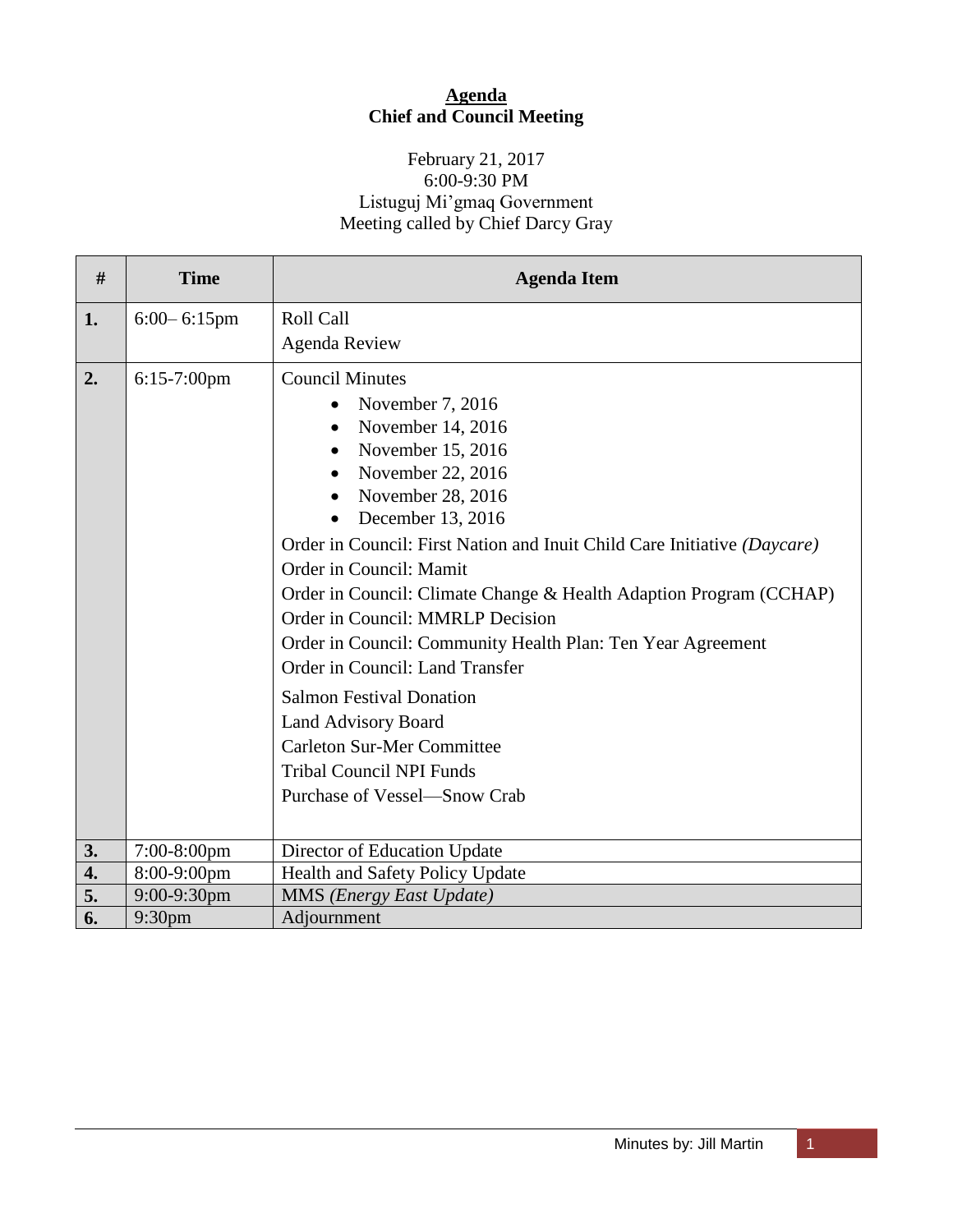**Agenda**
**Chief and Council Meeting**

February 21, 2017
6:00-9:30 PM
Listuguj Mi'gmaq Government
Meeting called by Chief Darcy Gray

| # | Time | Agenda Item |
|---|---|---|
| **1.** | 6:00– 6:15pm | Roll Call<br>Agenda Review |
| **2.** | 6:15-7:00pm | Council Minutes<br>• November 7, 2016<br>• November 14, 2016<br>• November 15, 2016<br>• November 22, 2016<br>• November 28, 2016<br>• December 13, 2016<br>Order in Council: First Nation and Inuit Child Care Initiative *(Daycare)*<br>Order in Council: Mamit<br>Order in Council: Climate Change & Health Adaption Program (CCHAP)<br>Order in Council: MMRLP Decision<br>Order in Council: Community Health Plan: Ten Year Agreement<br>Order in Council: Land Transfer<br>Salmon Festival Donation<br>Land Advisory Board<br>Carleton Sur-Mer Committee<br>Tribal Council NPI Funds<br>Purchase of Vessel—Snow Crab |
| **3.** | 7:00-8:00pm | Director of Education Update |
| **4.** | 8:00-9:00pm | Health and Safety Policy Update |
| **5.** | 9:00-9:30pm | MMS *(Energy East Update)* |
| **6.** | 9:30pm | Adjournment |

Minutes by: Jill Martin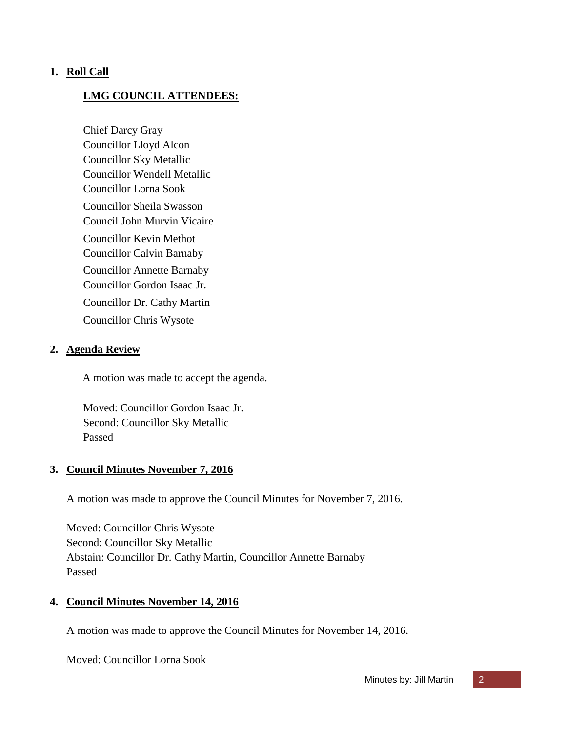1. **Roll Call**

   **LMG COUNCIL ATTENDEES:**

   Chief Darcy Gray
   Councillor Lloyd Alcon
   Councillor Sky Metallic
   Councillor Wendell Metallic
   Councillor Lorna Sook
   Councillor Sheila Swasson
   Council John Murvin Vicaire
   Councillor Kevin Methot
   Councillor Calvin Barnaby
   Councillor Annette Barnaby
   Councillor Gordon Isaac Jr.
   Councillor Dr. Cathy Martin
   Councillor Chris Wysote

2. **Agenda Review**

   A motion was made to accept the agenda.

   Moved: Councillor Gordon Isaac Jr.
   Second: Councillor Sky Metallic
   Passed

3. **Council Minutes November 7, 2016**

   A motion was made to approve the Council Minutes for November 7, 2016.

   Moved: Councillor Chris Wysote
   Second: Councillor Sky Metallic
   Abstain: Councillor Dr. Cathy Martin, Councillor Annette Barnaby
   Passed

4. **Council Minutes November 14, 2016**

   A motion was made to approve the Council Minutes for November 14, 2016.

   Moved: Councillor Lorna Sook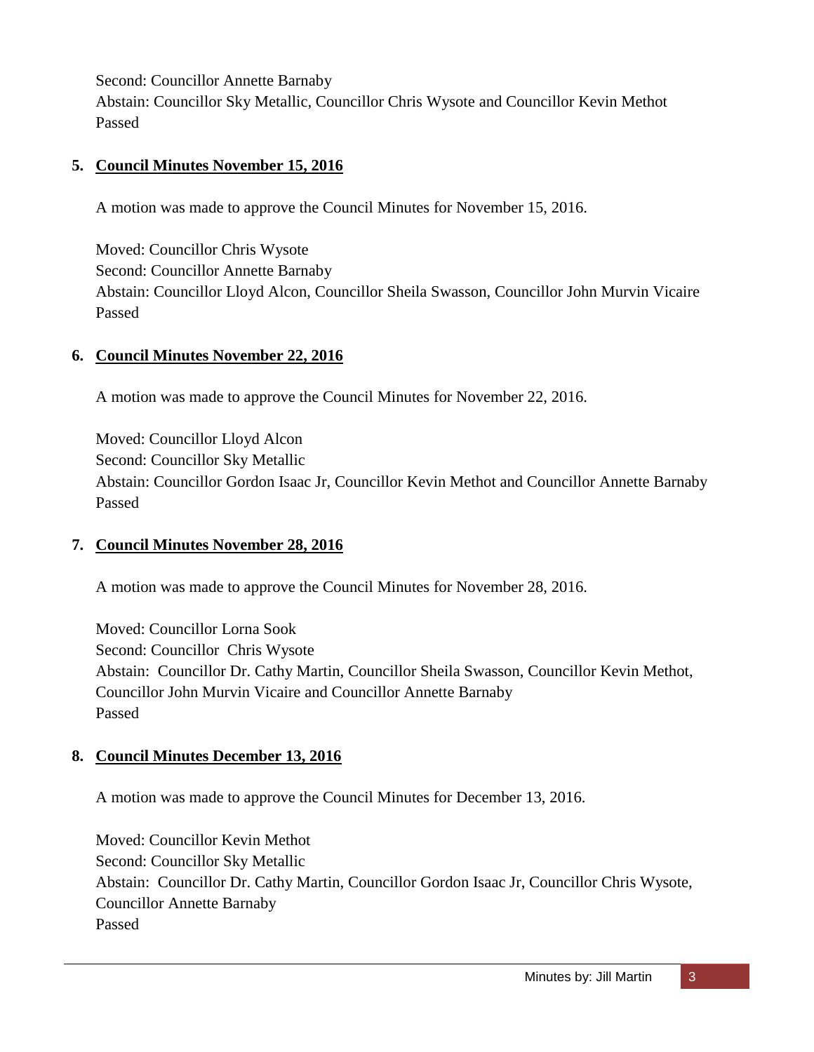Second: Councillor Annette Barnaby
Abstain: Councillor Sky Metallic, Councillor Chris Wysote and Councillor Kevin Methot
Passed

5. **Council Minutes November 15, 2016**

A motion was made to approve the Council Minutes for November 15, 2016.

Moved: Councillor Chris Wysote
Second: Councillor Annette Barnaby
Abstain: Councillor Lloyd Alcon, Councillor Sheila Swasson, Councillor John Murvin Vicaire
Passed

6. **Council Minutes November 22, 2016**

A motion was made to approve the Council Minutes for November 22, 2016.

Moved: Councillor Lloyd Alcon
Second: Councillor Sky Metallic
Abstain: Councillor Gordon Isaac Jr, Councillor Kevin Methot and Councillor Annette Barnaby
Passed

7. **Council Minutes November 28, 2016**

A motion was made to approve the Council Minutes for November 28, 2016.

Moved: Councillor Lorna Sook
Second: Councillor Chris Wysote
Abstain: Councillor Dr. Cathy Martin, Councillor Sheila Swasson, Councillor Kevin Methot, Councillor John Murvin Vicaire and Councillor Annette Barnaby
Passed

8. **Council Minutes December 13, 2016**

A motion was made to approve the Council Minutes for December 13, 2016.

Moved: Councillor Kevin Methot
Second: Councillor Sky Metallic
Abstain: Councillor Dr. Cathy Martin, Councillor Gordon Isaac Jr, Councillor Chris Wysote, Councillor Annette Barnaby
Passed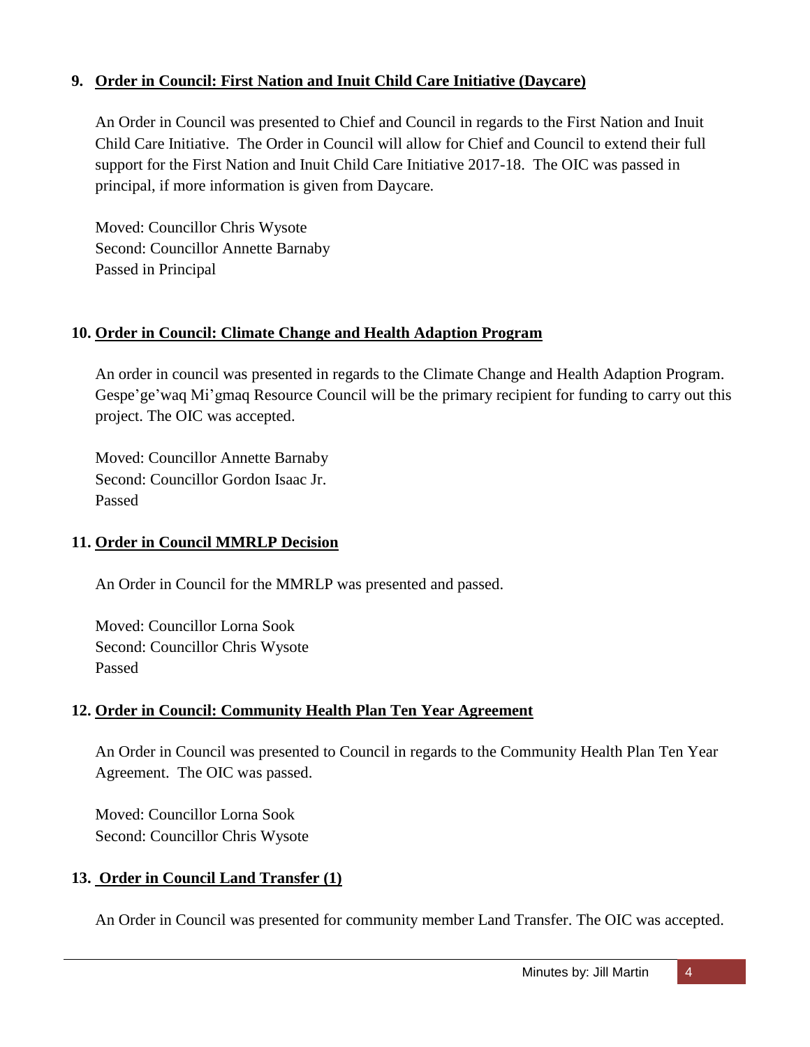9. **Order in Council: First Nation and Inuit Child Care Initiative (Daycare)**

An Order in Council was presented to Chief and Council in regards to the First Nation and Inuit Child Care Initiative. The Order in Council will allow for Chief and Council to extend their full support for the First Nation and Inuit Child Care Initiative 2017-18. The OIC was passed in principal, if more information is given from Daycare.

Moved: Councillor Chris Wysote
Second: Councillor Annette Barnaby
Passed in Principal

10. **Order in Council: Climate Change and Health Adaption Program**

An order in council was presented in regards to the Climate Change and Health Adaption Program. Gespe'ge'waq Mi'gmaq Resource Council will be the primary recipient for funding to carry out this project. The OIC was accepted.

Moved: Councillor Annette Barnaby
Second: Councillor Gordon Isaac Jr.
Passed

11. **Order in Council MMRLP Decision**

An Order in Council for the MMRLP was presented and passed.

Moved: Councillor Lorna Sook
Second: Councillor Chris Wysote
Passed

12. **Order in Council: Community Health Plan Ten Year Agreement**

An Order in Council was presented to Council in regards to the Community Health Plan Ten Year Agreement. The OIC was passed.

Moved: Councillor Lorna Sook
Second: Councillor Chris Wysote

13. **Order in Council Land Transfer (1)**

An Order in Council was presented for community member Land Transfer. The OIC was accepted.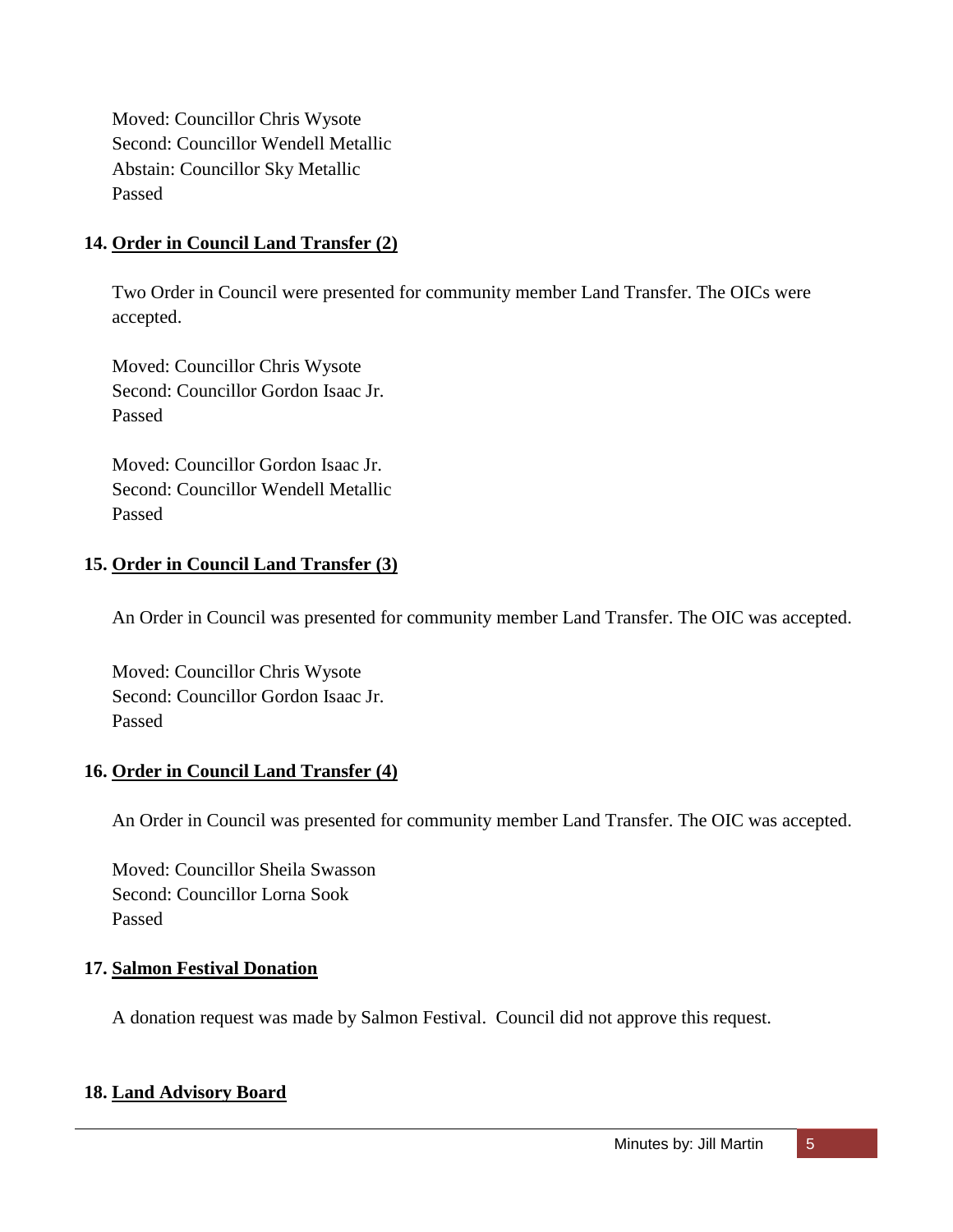Moved: Councillor Chris Wysote
Second: Councillor Wendell Metallic
Abstain: Councillor Sky Metallic
Passed

**14. <u>Order in Council Land Transfer (2)</u>**

Two Order in Council were presented for community member Land Transfer. The OICs were accepted.

Moved: Councillor Chris Wysote
Second: Councillor Gordon Isaac Jr.
Passed

Moved: Councillor Gordon Isaac Jr.
Second: Councillor Wendell Metallic
Passed

**15. <u>Order in Council Land Transfer (3)</u>**

An Order in Council was presented for community member Land Transfer. The OIC was accepted.

Moved: Councillor Chris Wysote
Second: Councillor Gordon Isaac Jr.
Passed

**16. <u>Order in Council Land Transfer (4)</u>**

An Order in Council was presented for community member Land Transfer. The OIC was accepted.

Moved: Councillor Sheila Swasson
Second: Councillor Lorna Sook
Passed

**17. <u>Salmon Festival Donation</u>**

A donation request was made by Salmon Festival. Council did not approve this request.

**18. <u>Land Advisory Board</u>**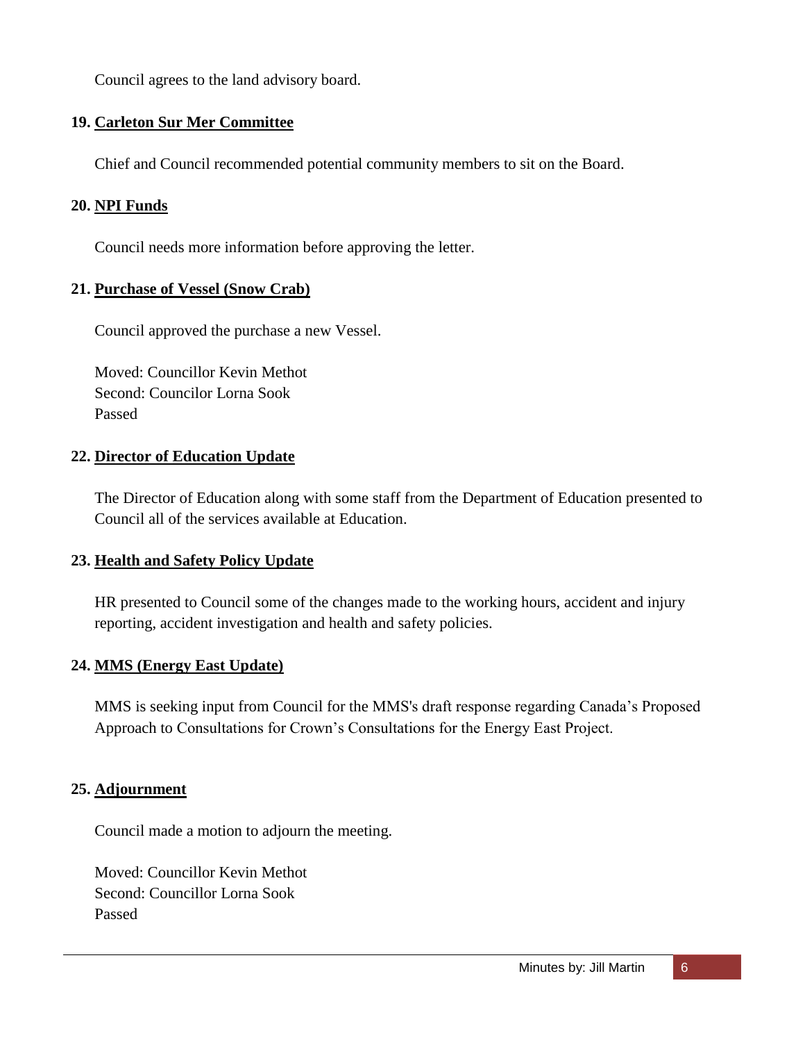Council agrees to the land advisory board.

**19. Carleton Sur Mer Committee**

Chief and Council recommended potential community members to sit on the Board.

**20. NPI Funds**

Council needs more information before approving the letter.

**21. Purchase of Vessel (Snow Crab)**

Council approved the purchase a new Vessel.

Moved: Councillor Kevin Methot
Second: Councilor Lorna Sook
Passed

**22. Director of Education Update**

The Director of Education along with some staff from the Department of Education presented to Council all of the services available at Education.

**23. Health and Safety Policy Update**

HR presented to Council some of the changes made to the working hours, accident and injury reporting, accident investigation and health and safety policies.

**24. MMS (Energy East Update)**

MMS is seeking input from Council for the MMS's draft response regarding Canada's Proposed Approach to Consultations for Crown's Consultations for the Energy East Project.

**25. Adjournment**

Council made a motion to adjourn the meeting.

Moved: Councillor Kevin Methot
Second: Councillor Lorna Sook
Passed